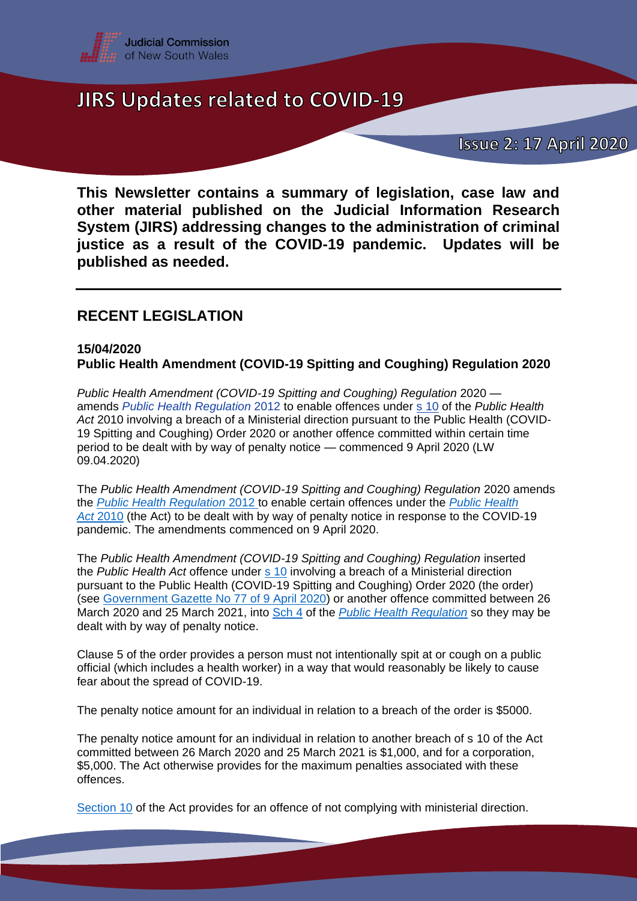Judicial Commission of New South Wales

# JIRS Updates related to COVID-19

**Issue 2: 17 April 2020**

**This Newsletter contains a summary of legislation, case law and other material published on the Judicial Information Research System (JIRS) addressing changes to the administration of criminal justice as a result of the COVID-19 pandemic. Updates will be published as needed.**

---

## RECENT LEGISLATION

### 15/04/2020
### Public Health Amendment (COVID-19 Spitting and Coughing) Regulation 2020

*Public Health Amendment (COVID-19 Spitting and Coughing) Regulation* 2020 — amends *Public Health Regulation* 2012 to enable offences under s 10 of the *Public Health Act* 2010 involving a breach of a Ministerial direction pursuant to the Public Health (COVID-19 Spitting and Coughing) Order 2020 or another offence committed within certain time period to be dealt with by way of penalty notice — commenced 9 April 2020 (LW 09.04.2020)

The *Public Health Amendment (COVID-19 Spitting and Coughing) Regulation* 2020 amends the *Public Health Regulation* 2012 to enable certain offences under the *Public Health Act* 2010 (the Act) to be dealt with by way of penalty notice in response to the COVID-19 pandemic. The amendments commenced on 9 April 2020.

The *Public Health Amendment (COVID-19 Spitting and Coughing) Regulation* inserted the *Public Health Act* offence under s 10 involving a breach of a Ministerial direction pursuant to the Public Health (COVID-19 Spitting and Coughing) Order 2020 (the order) (see Government Gazette No 77 of 9 April 2020) or another offence committed between 26 March 2020 and 25 March 2021, into Sch 4 of the *Public Health Regulation* so they may be dealt with by way of penalty notice.

Clause 5 of the order provides a person must not intentionally spit at or cough on a public official (which includes a health worker) in a way that would reasonably be likely to cause fear about the spread of COVID-19.

The penalty notice amount for an individual in relation to a breach of the order is $5000.

The penalty notice amount for an individual in relation to another breach of s 10 of the Act committed between 26 March 2020 and 25 March 2021 is $1,000, and for a corporation, $5,000. The Act otherwise provides for the maximum penalties associated with these offences.

Section 10 of the Act provides for an offence of not complying with ministerial direction.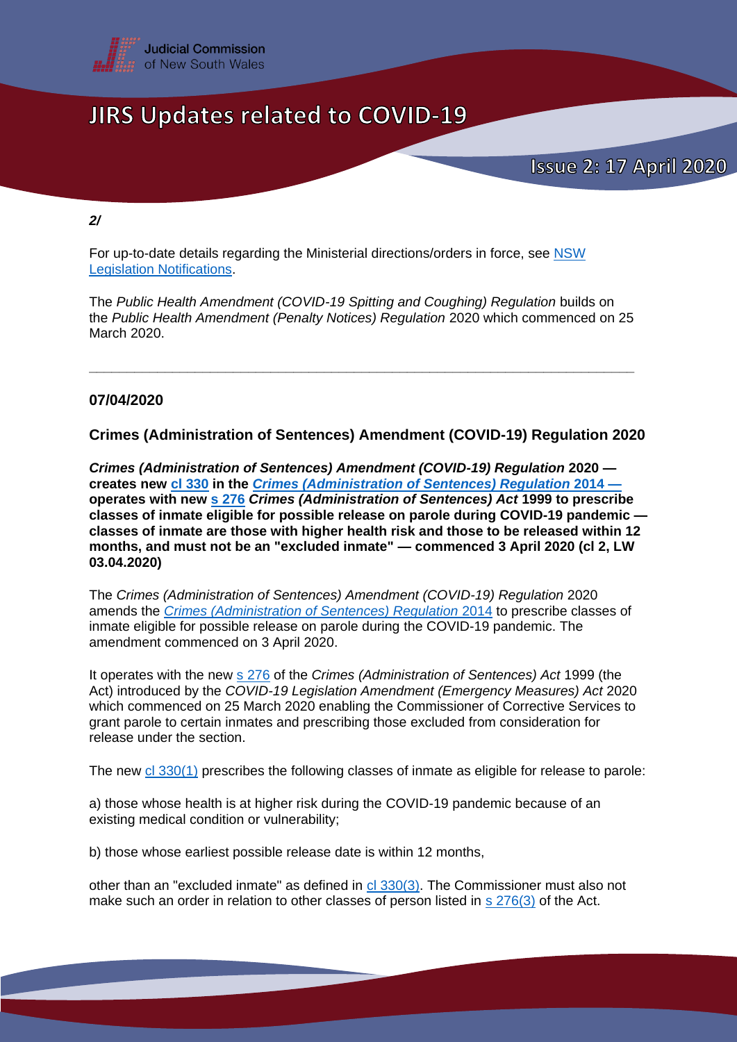*2/*

For up-to-date details regarding the Ministerial directions/orders in force, see [NSW Legislation Notifications](NSW Legislation Notifications).

The *Public Health Amendment (COVID-19 Spitting and Coughing) Regulation* builds on the *Public Health Amendment (Penalty Notices) Regulation* 2020 which commenced on 25 March 2020.

---

**07/04/2020**

**Crimes (Administration of Sentences) Amendment (COVID-19) Regulation 2020**

***Crimes (Administration of Sentences) Amendment (COVID-19) Regulation* 2020 — creates new cl 330 in the *Crimes (Administration of Sentences) Regulation* 2014 — operates with new s 276 *Crimes (Administration of Sentences) Act* 1999 to prescribe classes of inmate eligible for possible release on parole during COVID-19 pandemic — classes of inmate are those with higher health risk and those to be released within 12 months, and must not be an "excluded inmate" — commenced 3 April 2020 (cl 2, LW 03.04.2020)**

The *Crimes (Administration of Sentences) Amendment (COVID-19) Regulation* 2020 amends the *Crimes (Administration of Sentences) Regulation* 2014 to prescribe classes of inmate eligible for possible release on parole during the COVID-19 pandemic. The amendment commenced on 3 April 2020.

It operates with the new s 276 of the *Crimes (Administration of Sentences) Act* 1999 (the Act) introduced by the *COVID-19 Legislation Amendment (Emergency Measures) Act* 2020 which commenced on 25 March 2020 enabling the Commissioner of Corrective Services to grant parole to certain inmates and prescribing those excluded from consideration for release under the section.

The new cl 330(1) prescribes the following classes of inmate as eligible for release to parole:

a) those whose health is at higher risk during the COVID-19 pandemic because of an existing medical condition or vulnerability;

b) those whose earliest possible release date is within 12 months,

other than an "excluded inmate" as defined in cl 330(3). The Commissioner must also not make such an order in relation to other classes of person listed in s 276(3) of the Act.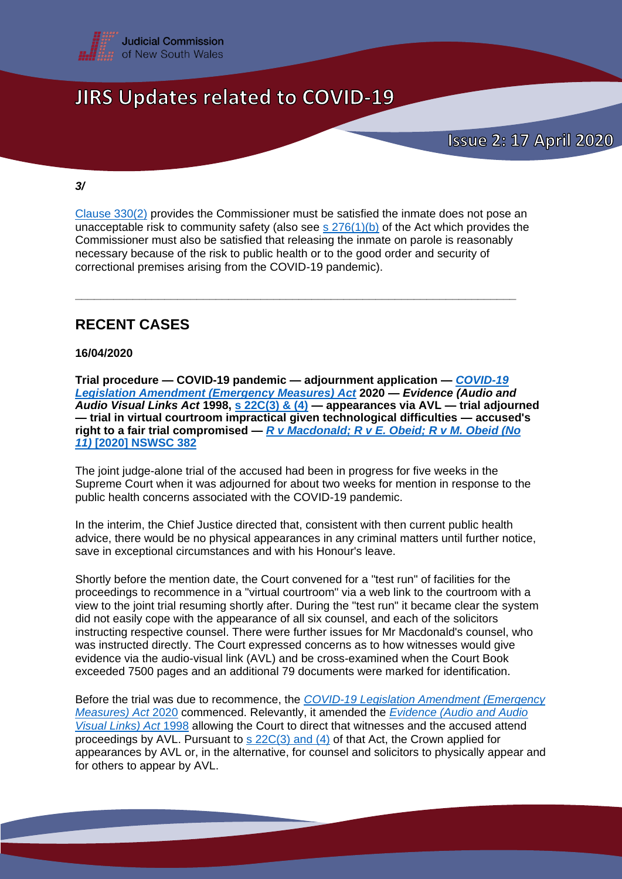*3/*

Clause 330(2) provides the Commissioner must be satisfied the inmate does not pose an unacceptable risk to community safety (also see s 276(1)(b) of the Act which provides the Commissioner must also be satisfied that releasing the inmate on parole is reasonably necessary because of the risk to public health or to the good order and security of correctional premises arising from the COVID-19 pandemic).

---

## RECENT CASES

**16/04/2020**

**Trial procedure — COVID-19 pandemic — adjournment application — *COVID-19 Legislation Amendment (Emergency Measures) Act* 2020 — *Evidence (Audio and Audio Visual Links Act* 1998, s 22C(3) & (4) — appearances via AVL — trial adjourned — trial in virtual courtroom impractical given technological difficulties — accused's right to a fair trial compromised — *R v Macdonald; R v E. Obeid; R v M. Obeid (No 11)* [2020] NSWSC 382**

The joint judge-alone trial of the accused had been in progress for five weeks in the Supreme Court when it was adjourned for about two weeks for mention in response to the public health concerns associated with the COVID-19 pandemic.

In the interim, the Chief Justice directed that, consistent with then current public health advice, there would be no physical appearances in any criminal matters until further notice, save in exceptional circumstances and with his Honour's leave.

Shortly before the mention date, the Court convened for a "test run" of facilities for the proceedings to recommence in a "virtual courtroom" via a web link to the courtroom with a view to the joint trial resuming shortly after. During the "test run" it became clear the system did not easily cope with the appearance of all six counsel, and each of the solicitors instructing respective counsel. There were further issues for Mr Macdonald's counsel, who was instructed directly. The Court expressed concerns as to how witnesses would give evidence via the audio-visual link (AVL) and be cross-examined when the Court Book exceeded 7500 pages and an additional 79 documents were marked for identification.

Before the trial was due to recommence, the *COVID-19 Legislation Amendment (Emergency Measures) Act* 2020 commenced. Relevantly, it amended the *Evidence (Audio and Audio Visual Links) Act* 1998 allowing the Court to direct that witnesses and the accused attend proceedings by AVL. Pursuant to s 22C(3) and (4) of that Act, the Crown applied for appearances by AVL or, in the alternative, for counsel and solicitors to physically appear and for others to appear by AVL.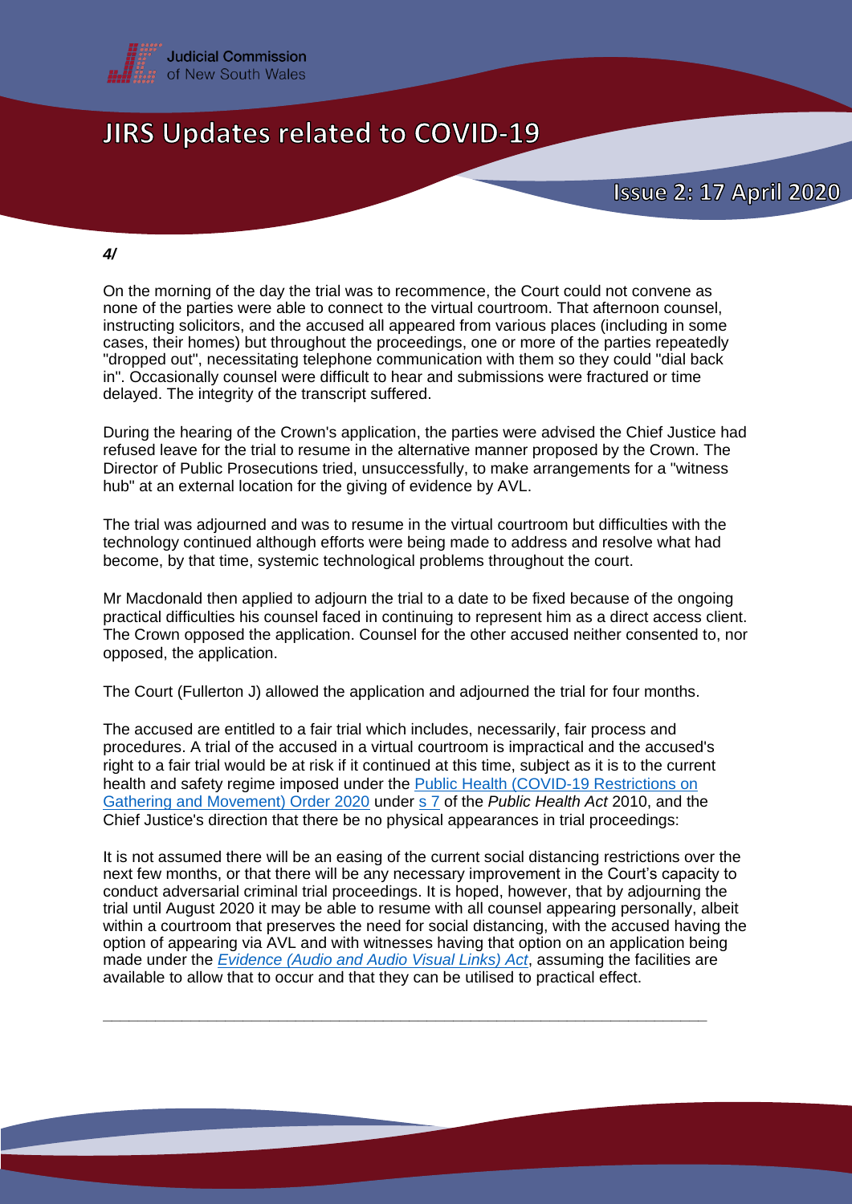*4/*

On the morning of the day the trial was to recommence, the Court could not convene as none of the parties were able to connect to the virtual courtroom. That afternoon counsel, instructing solicitors, and the accused all appeared from various places (including in some cases, their homes) but throughout the proceedings, one or more of the parties repeatedly "dropped out", necessitating telephone communication with them so they could "dial back in". Occasionally counsel were difficult to hear and submissions were fractured or time delayed. The integrity of the transcript suffered.

During the hearing of the Crown's application, the parties were advised the Chief Justice had refused leave for the trial to resume in the alternative manner proposed by the Crown. The Director of Public Prosecutions tried, unsuccessfully, to make arrangements for a "witness hub" at an external location for the giving of evidence by AVL.

The trial was adjourned and was to resume in the virtual courtroom but difficulties with the technology continued although efforts were being made to address and resolve what had become, by that time, systemic technological problems throughout the court.

Mr Macdonald then applied to adjourn the trial to a date to be fixed because of the ongoing practical difficulties his counsel faced in continuing to represent him as a direct access client. The Crown opposed the application. Counsel for the other accused neither consented to, nor opposed, the application.

The Court (Fullerton J) allowed the application and adjourned the trial for four months.

The accused are entitled to a fair trial which includes, necessarily, fair process and procedures. A trial of the accused in a virtual courtroom is impractical and the accused's right to a fair trial would be at risk if it continued at this time, subject as it is to the current health and safety regime imposed under the Public Health (COVID-19 Restrictions on Gathering and Movement) Order 2020 under s 7 of the *Public Health Act* 2010, and the Chief Justice's direction that there be no physical appearances in trial proceedings:

It is not assumed there will be an easing of the current social distancing restrictions over the next few months, or that there will be any necessary improvement in the Court's capacity to conduct adversarial criminal trial proceedings. It is hoped, however, that by adjourning the trial until August 2020 it may be able to resume with all counsel appearing personally, albeit within a courtroom that preserves the need for social distancing, with the accused having the option of appearing via AVL and with witnesses having that option on an application being made under the *Evidence (Audio and Audio Visual Links) Act*, assuming the facilities are available to allow that to occur and that they can be utilised to practical effect.

---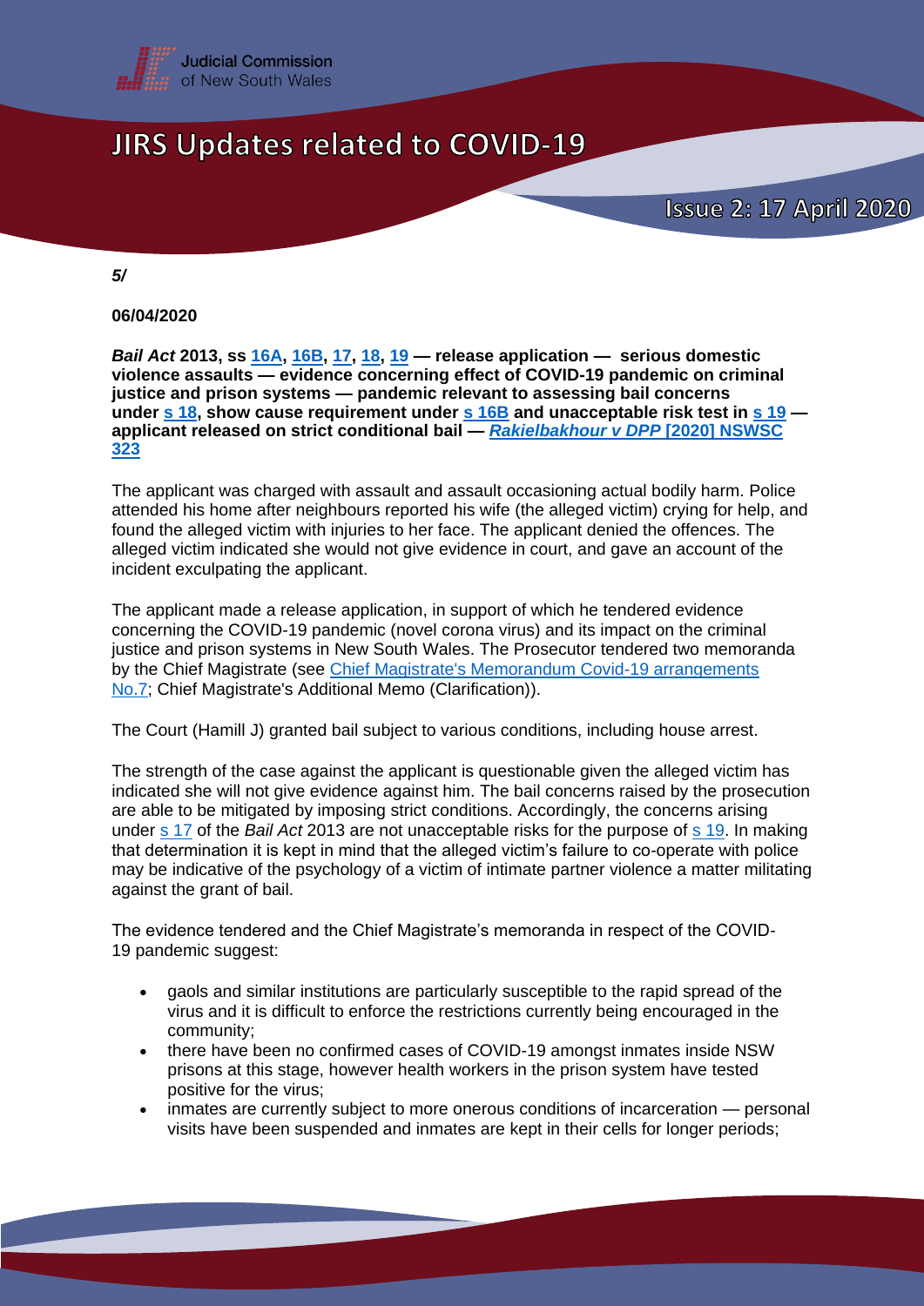*5/*

**06/04/2020**

***Bail Act* 2013, ss 16A, 16B, 17, 18, 19 — release application — serious domestic violence assaults — evidence concerning effect of COVID-19 pandemic on criminal justice and prison systems — pandemic relevant to assessing bail concerns under s 18, show cause requirement under s 16B and unacceptable risk test in s 19 — applicant released on strict conditional bail — *Rakielbakhour v DPP* [2020] NSWSC 323**

The applicant was charged with assault and assault occasioning actual bodily harm. Police attended his home after neighbours reported his wife (the alleged victim) crying for help, and found the alleged victim with injuries to her face. The applicant denied the offences. The alleged victim indicated she would not give evidence in court, and gave an account of the incident exculpating the applicant.

The applicant made a release application, in support of which he tendered evidence concerning the COVID-19 pandemic (novel corona virus) and its impact on the criminal justice and prison systems in New South Wales. The Prosecutor tendered two memoranda by the Chief Magistrate (see Chief Magistrate's Memorandum Covid-19 arrangements No.7; Chief Magistrate's Additional Memo (Clarification)).

The Court (Hamill J) granted bail subject to various conditions, including house arrest.

The strength of the case against the applicant is questionable given the alleged victim has indicated she will not give evidence against him. The bail concerns raised by the prosecution are able to be mitigated by imposing strict conditions. Accordingly, the concerns arising under s 17 of the *Bail Act* 2013 are not unacceptable risks for the purpose of s 19. In making that determination it is kept in mind that the alleged victim's failure to co-operate with police may be indicative of the psychology of a victim of intimate partner violence a matter militating against the grant of bail.

The evidence tendered and the Chief Magistrate's memoranda in respect of the COVID-19 pandemic suggest:

- gaols and similar institutions are particularly susceptible to the rapid spread of the virus and it is difficult to enforce the restrictions currently being encouraged in the community;
- there have been no confirmed cases of COVID-19 amongst inmates inside NSW prisons at this stage, however health workers in the prison system have tested positive for the virus;
- inmates are currently subject to more onerous conditions of incarceration — personal visits have been suspended and inmates are kept in their cells for longer periods;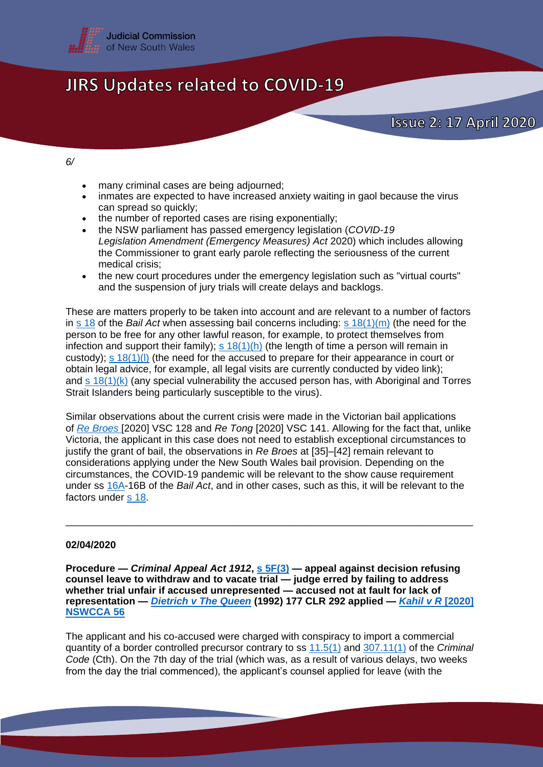- many criminal cases are being adjourned;
- inmates are expected to have increased anxiety waiting in gaol because the virus can spread so quickly;
- the number of reported cases are rising exponentially;
- the NSW parliament has passed emergency legislation (*COVID-19 Legislation Amendment (Emergency Measures) Act* 2020) which includes allowing the Commissioner to grant early parole reflecting the seriousness of the current medical crisis;
- the new court procedures under the emergency legislation such as "virtual courts" and the suspension of jury trials will create delays and backlogs.

These are matters properly to be taken into account and are relevant to a number of factors in s 18 of the *Bail Act* when assessing bail concerns including: s 18(1)(m) (the need for the person to be free for any other lawful reason, for example, to protect themselves from infection and support their family); s 18(1)(h) (the length of time a person will remain in custody); s 18(1)(l) (the need for the accused to prepare for their appearance in court or obtain legal advice, for example, all legal visits are currently conducted by video link); and s 18(1)(k) (any special vulnerability the accused person has, with Aboriginal and Torres Strait Islanders being particularly susceptible to the virus).

Similar observations about the current crisis were made in the Victorian bail applications of *Re Broes* [2020] VSC 128 and *Re Tong* [2020] VSC 141. Allowing for the fact that, unlike Victoria, the applicant in this case does not need to establish exceptional circumstances to justify the grant of bail, the observations in *Re Broes* at [35]–[42] remain relevant to considerations applying under the New South Wales bail provision. Depending on the circumstances, the COVID-19 pandemic will be relevant to the show cause requirement under ss 16A-16B of the *Bail Act*, and in other cases, such as this, it will be relevant to the factors under s 18.

---

**02/04/2020**

**Procedure — *Criminal Appeal Act 1912*, s 5F(3) — appeal against decision refusing counsel leave to withdraw and to vacate trial — judge erred by failing to address whether trial unfair if accused unrepresented — accused not at fault for lack of representation — *Dietrich v The Queen* (1992) 177 CLR 292 applied — *Kahil v R* [2020] NSWCCA 56**

The applicant and his co-accused were charged with conspiracy to import a commercial quantity of a border controlled precursor contrary to ss 11.5(1) and 307.11(1) of the *Criminal Code* (Cth). On the 7th day of the trial (which was, as a result of various delays, two weeks from the day the trial commenced), the applicant's counsel applied for leave (with the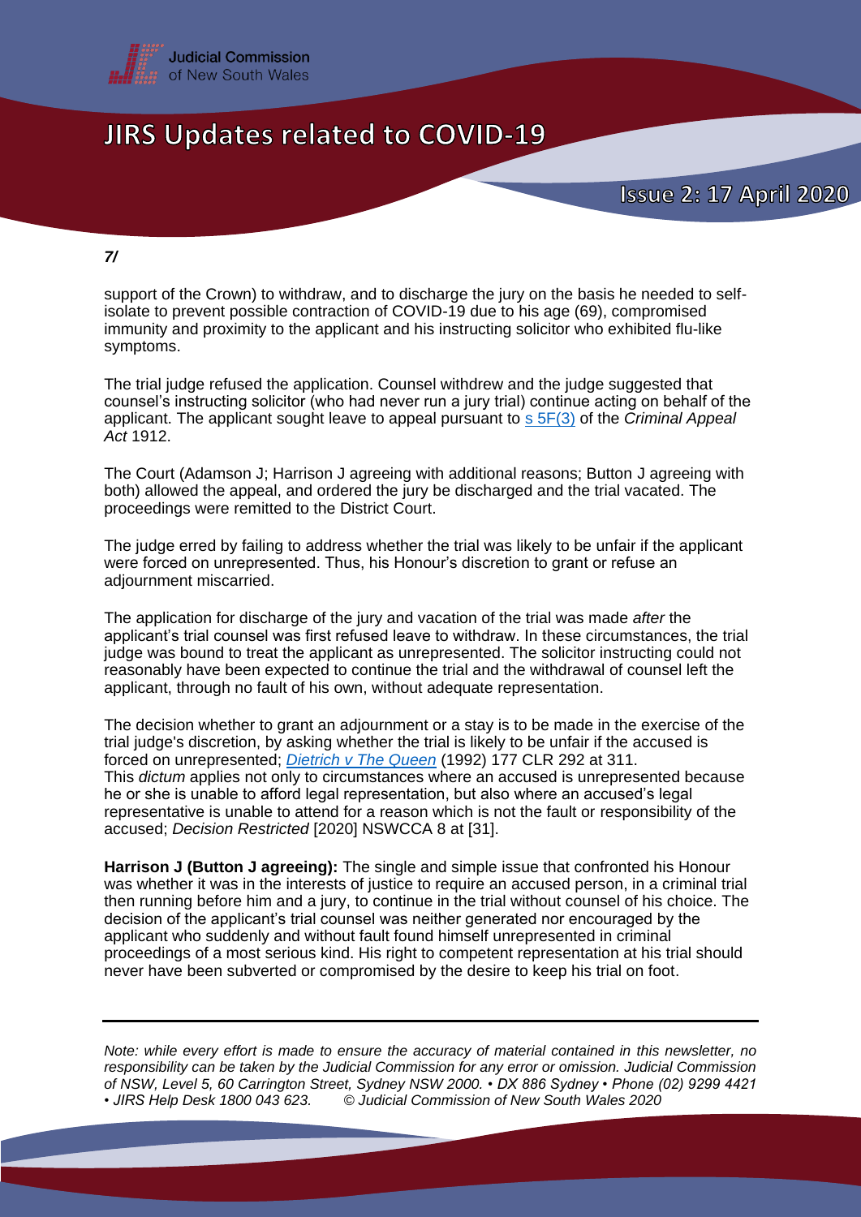support of the Crown) to withdraw, and to discharge the jury on the basis he needed to self-isolate to prevent possible contraction of COVID-19 due to his age (69), compromised immunity and proximity to the applicant and his instructing solicitor who exhibited flu-like symptoms.

The trial judge refused the application. Counsel withdrew and the judge suggested that counsel's instructing solicitor (who had never run a jury trial) continue acting on behalf of the applicant. The applicant sought leave to appeal pursuant to s 5F(3) of the *Criminal Appeal Act* 1912.

The Court (Adamson J; Harrison J agreeing with additional reasons; Button J agreeing with both) allowed the appeal, and ordered the jury be discharged and the trial vacated. The proceedings were remitted to the District Court.

The judge erred by failing to address whether the trial was likely to be unfair if the applicant were forced on unrepresented. Thus, his Honour's discretion to grant or refuse an adjournment miscarried.

The application for discharge of the jury and vacation of the trial was made *after* the applicant's trial counsel was first refused leave to withdraw. In these circumstances, the trial judge was bound to treat the applicant as unrepresented. The solicitor instructing could not reasonably have been expected to continue the trial and the withdrawal of counsel left the applicant, through no fault of his own, without adequate representation.

The decision whether to grant an adjournment or a stay is to be made in the exercise of the trial judge's discretion, by asking whether the trial is likely to be unfair if the accused is forced on unrepresented; *Dietrich v The Queen* (1992) 177 CLR 292 at 311. This *dictum* applies not only to circumstances where an accused is unrepresented because he or she is unable to afford legal representation, but also where an accused's legal representative is unable to attend for a reason which is not the fault or responsibility of the accused; *Decision Restricted* [2020] NSWCCA 8 at [31].

**Harrison J (Button J agreeing):** The single and simple issue that confronted his Honour was whether it was in the interests of justice to require an accused person, in a criminal trial then running before him and a jury, to continue in the trial without counsel of his choice. The decision of the applicant's trial counsel was neither generated nor encouraged by the applicant who suddenly and without fault found himself unrepresented in criminal proceedings of a most serious kind. His right to competent representation at his trial should never have been subverted or compromised by the desire to keep his trial on foot.

---

*Note: while every effort is made to ensure the accuracy of material contained in this newsletter, no responsibility can be taken by the Judicial Commission for any error or omission. Judicial Commission of NSW, Level 5, 60 Carrington Street, Sydney NSW 2000. • DX 886 Sydney • Phone (02) 9299 4421 • JIRS Help Desk 1800 043 623. © Judicial Commission of New South Wales 2020*